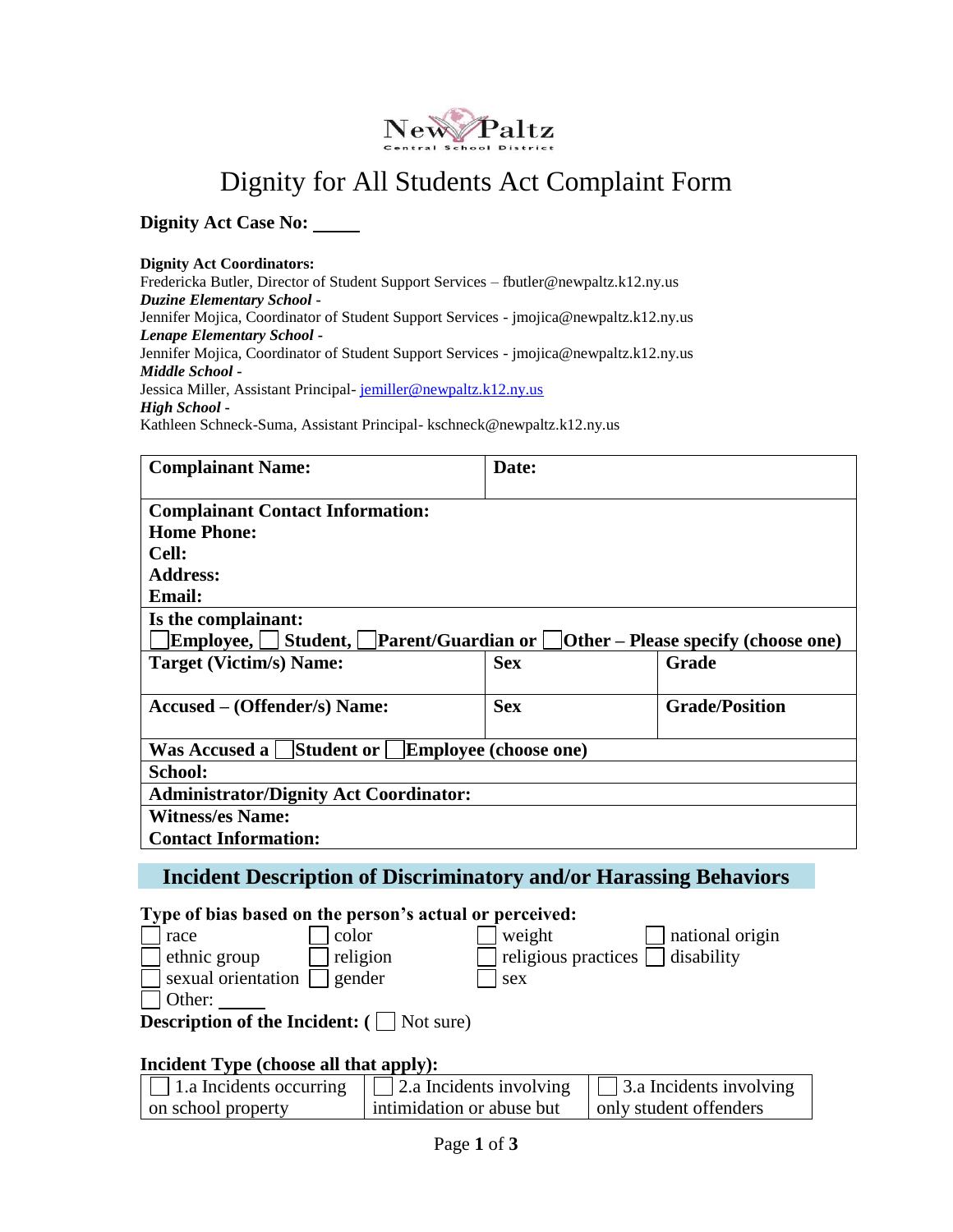New Paltz Central School District

# Dignity for All Students Act Complaint Form

**Dignity Act Case No: \_\_\_\_\_**

**Dignity Act Coordinators:**
Fredericka Butler, Director of Student Support Services – fbutler@newpaltz.k12.ny.us
***Duzine Elementary School -***
Jennifer Mojica, Coordinator of Student Support Services - jmojica@newpaltz.k12.ny.us
***Lenape Elementary School -***
Jennifer Mojica, Coordinator of Student Support Services - jmojica@newpaltz.k12.ny.us
***Middle School -***
Jessica Miller, Assistant Principal- jemiller@newpaltz.k12.ny.us
***High School -***
Kathleen Schneck-Suma, Assistant Principal- kschneck@newpaltz.k12.ny.us

| **Complainant Name:** | **Date:** | |
|---|---|---|
| **Complainant Contact Information:**<br>**Home Phone:**<br>**Cell:**<br>**Address:**<br>**Email:** | | |
| **Is the complainant:**<br>☐ **Employee,** ☐ **Student,** ☐ **Parent/Guardian or** ☐ **Other – Please specify (choose one)** | | |
| **Target (Victim/s) Name:** | **Sex** | **Grade** |
| **Accused – (Offender/s) Name:** | **Sex** | **Grade/Position** |
| **Was Accused a** ☐ **Student or** ☐ **Employee (choose one)** | | |
| **School:** | | |
| **Administrator/Dignity Act Coordinator:** | | |
| **Witness/es Name:**<br>**Contact Information:** | | |

## Incident Description of Discriminatory and/or Harassing Behaviors

**Type of bias based on the person's actual or perceived:**

☐ race ☐ color ☐ weight ☐ national origin
☐ ethnic group ☐ religion ☐ religious practices ☐ disability
☐ sexual orientation ☐ gender ☐ sex
☐ Other: \_\_\_\_\_

**Description of the Incident: (** ☐ Not sure)

**Incident Type (choose all that apply):**

| ☐ 1.a Incidents occurring on school property | ☐ 2.a Incidents involving intimidation or abuse but | ☐ 3.a Incidents involving only student offenders |
|---|---|---|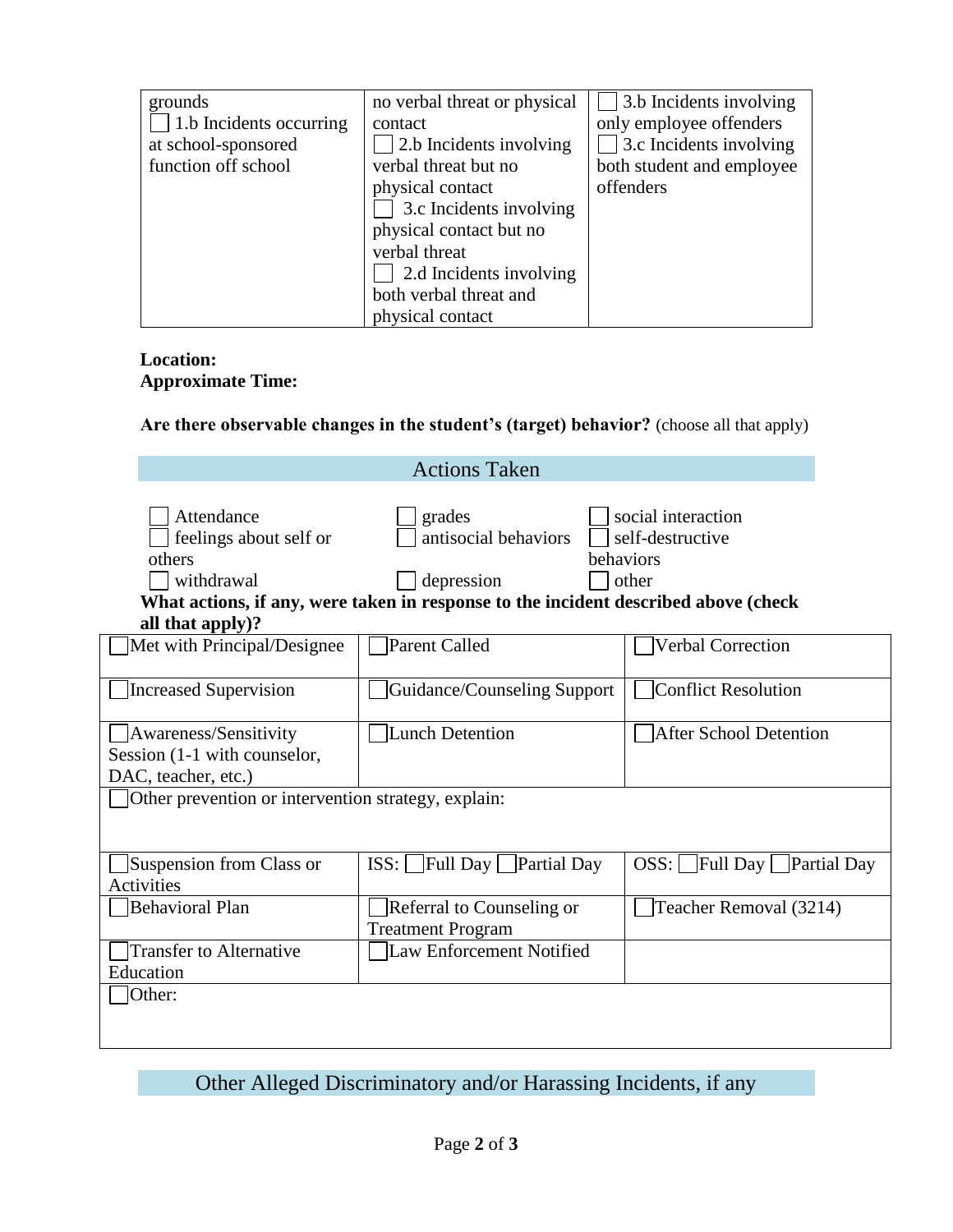| grounds<br>☐ 1.b Incidents occurring at school-sponsored function off school | no verbal threat or physical contact<br>☐ 2.b Incidents involving verbal threat but no physical contact<br>☐ 3.c Incidents involving physical contact but no verbal threat<br>☐ 2.d Incidents involving both verbal threat and physical contact | ☐ 3.b Incidents involving only employee offenders<br>☐ 3.c Incidents involving both student and employee offenders |
|---|---|---|

**Location:**
**Approximate Time:**

**Are there observable changes in the student's (target) behavior?** (choose all that apply)

## Actions Taken

☐ Attendance ☐ grades ☐ social interaction
☐ feelings about self or others ☐ antisocial behaviors ☐ self-destructive behaviors
☐ withdrawal ☐ depression ☐ other

**What actions, if any, were taken in response to the incident described above (check all that apply)?**

| | | |
|---|---|---|
| ☐ Met with Principal/Designee | ☐ Parent Called | ☐ Verbal Correction |
| ☐ Increased Supervision | ☐ Guidance/Counseling Support | ☐ Conflict Resolution |
| ☐ Awareness/Sensitivity Session (1-1 with counselor, DAC, teacher, etc.) | ☐ Lunch Detention | ☐ After School Detention |
| ☐ Other prevention or intervention strategy, explain: | | |
| ☐ Suspension from Class or Activities | ISS: ☐ Full Day ☐ Partial Day | OSS: ☐ Full Day ☐ Partial Day |
| ☐ Behavioral Plan | ☐ Referral to Counseling or Treatment Program | ☐ Teacher Removal (3214) |
| ☐ Transfer to Alternative Education | ☐ Law Enforcement Notified | |
| ☐ Other: | | |

## Other Alleged Discriminatory and/or Harassing Incidents, if any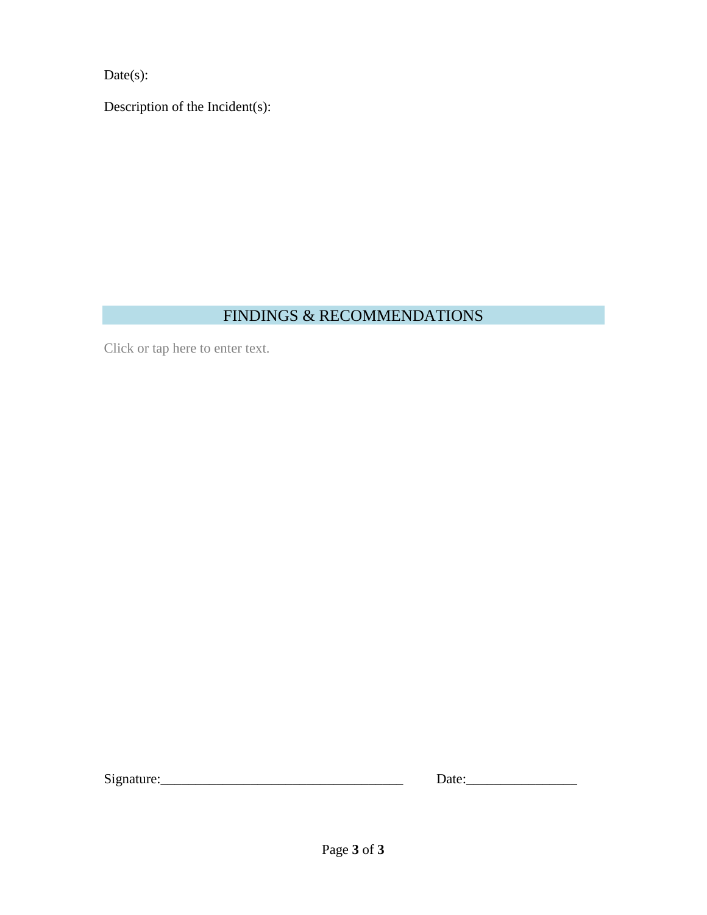Date(s):

Description of the Incident(s):

## FINDINGS & RECOMMENDATIONS

Click or tap here to enter text.

Signature:___________________________________ Date:________________